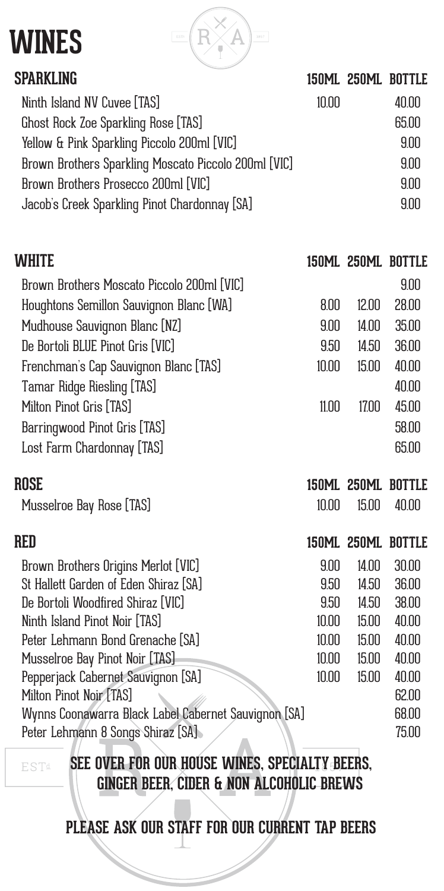# WINES

## SPARKLING

| SPARKLING | 150ML | 250ML | BOTTLE |
|---|---|---|---|
| Ninth Island NV Cuvee [TAS] | 10.00 | | 40.00 |
| Ghost Rock Zoe Sparkling Rose [TAS] | | | 65.00 |
| Yellow & Pink Sparkling Piccolo 200ml [VIC] | | | 9.00 |
| Brown Brothers Sparkling Moscato Piccolo 200ml [VIC] | | | 9.00 |
| Brown Brothers Prosecco 200ml [VIC] | | | 9.00 |
| Jacob's Creek Sparkling Pinot Chardonnay [SA] | | | 9.00 |

## WHITE

| WHITE | 150ML | 250ML | BOTTLE |
|---|---|---|---|
| Brown Brothers Moscato Piccolo 200ml [VIC] | | | 9.00 |
| Houghtons Semillon Sauvignon Blanc [WA] | 8.00 | 12.00 | 28.00 |
| Mudhouse Sauvignon Blanc [NZ] | 9.00 | 14.00 | 35.00 |
| De Bortoli BLUE Pinot Gris [VIC] | 9.50 | 14.50 | 36.00 |
| Frenchman's Cap Sauvignon Blanc [TAS] | 10.00 | 15.00 | 40.00 |
| Tamar Ridge Riesling [TAS] | | | 40.00 |
| Milton Pinot Gris [TAS] | 11.00 | 17.00 | 45.00 |
| Barringwood Pinot Gris [TAS] | | | 58.00 |
| Lost Farm Chardonnay [TAS] | | | 65.00 |

## ROSE

| ROSE | 150ML | 250ML | BOTTLE |
|---|---|---|---|
| Musselroe Bay Rose [TAS] | 10.00 | 15.00 | 40.00 |

## RED

| RED | 150ML | 250ML | BOTTLE |
|---|---|---|---|
| Brown Brothers Origins Merlot [VIC] | 9.00 | 14.00 | 30.00 |
| St Hallett Garden of Eden Shiraz [SA] | 9.50 | 14.50 | 36.00 |
| De Bortoli Woodfired Shiraz [VIC] | 9.50 | 14.50 | 38.00 |
| Ninth Island Pinot Noir [TAS] | 10.00 | 15.00 | 40.00 |
| Peter Lehmann Bond Grenache [SA] | 10.00 | 15.00 | 40.00 |
| Musselroe Bay Pinot Noir [TAS] | 10.00 | 15.00 | 40.00 |
| Pepperjack Cabernet Sauvignon [SA] | 10.00 | 15.00 | 40.00 |
| Milton Pinot Noir [TAS] | | | 62.00 |
| Wynns Coonawarra Black Label Cabernet Sauvignon [SA] | | | 68.00 |
| Peter Lehmann 8 Songs Shiraz [SA] | | | 75.00 |

**SEE OVER FOR OUR HOUSE WINES, SPECIALTY BEERS, GINGER BEER, CIDER & NON ALCOHOLIC BREWS**

**PLEASE ASK OUR STAFF FOR OUR CURRENT TAP BEERS**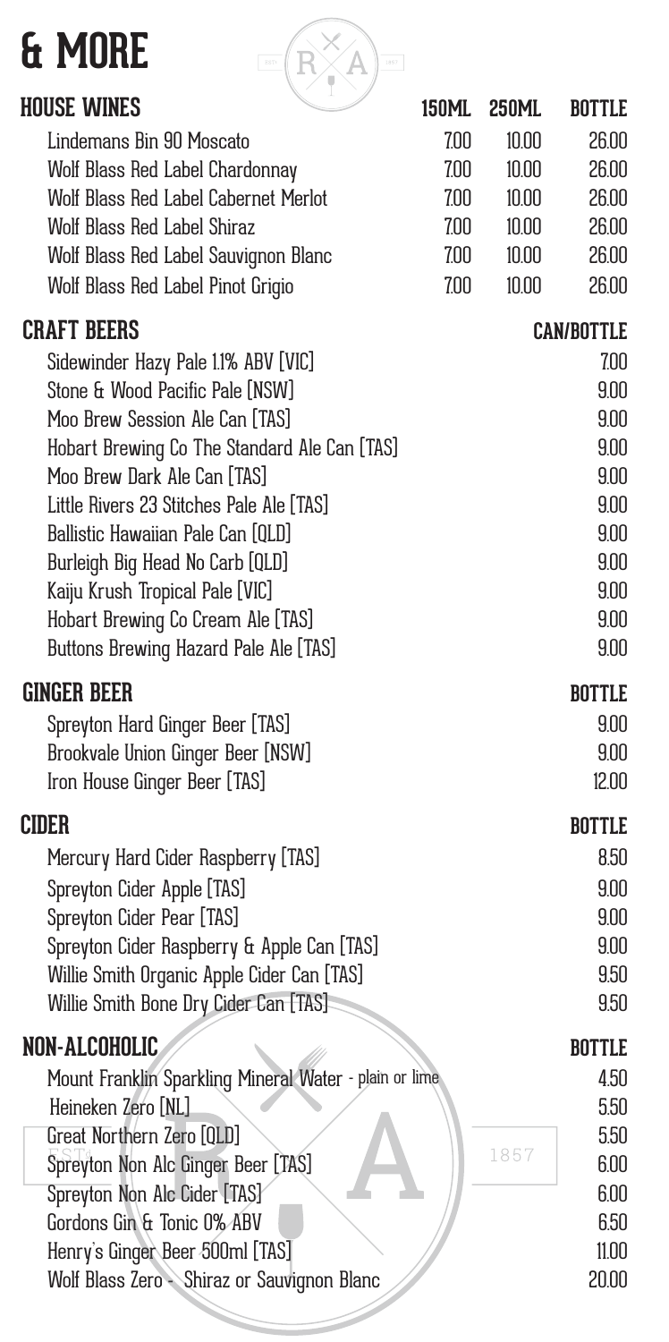# & MORE

## HOUSE WINES

| | 150ML | 250ML | BOTTLE |
|---|---|---|---|
| Lindemans Bin 90 Moscato | 7.00 | 10.00 | 26.00 |
| Wolf Blass Red Label Chardonnay | 7.00 | 10.00 | 26.00 |
| Wolf Blass Red Label Cabernet Merlot | 7.00 | 10.00 | 26.00 |
| Wolf Blass Red Label Shiraz | 7.00 | 10.00 | 26.00 |
| Wolf Blass Red Label Sauvignon Blanc | 7.00 | 10.00 | 26.00 |
| Wolf Blass Red Label Pinot Grigio | 7.00 | 10.00 | 26.00 |

## CRAFT BEERS

| | CAN/BOTTLE |
|---|---|
| Sidewinder Hazy Pale 1.1% ABV [VIC] | 7.00 |
| Stone & Wood Pacific Pale [NSW] | 9.00 |
| Moo Brew Session Ale Can [TAS] | 9.00 |
| Hobart Brewing Co The Standard Ale Can [TAS] | 9.00 |
| Moo Brew Dark Ale Can [TAS] | 9.00 |
| Little Rivers 23 Stitches Pale Ale [TAS] | 9.00 |
| Ballistic Hawaiian Pale Can [QLD] | 9.00 |
| Burleigh Big Head No Carb [QLD] | 9.00 |
| Kaiju Krush Tropical Pale [VIC] | 9.00 |
| Hobart Brewing Co Cream Ale [TAS] | 9.00 |
| Buttons Brewing Hazard Pale Ale [TAS] | 9.00 |

## GINGER BEER

| | BOTTLE |
|---|---|
| Spreyton Hard Ginger Beer [TAS] | 9.00 |
| Brookvale Union Ginger Beer [NSW] | 9.00 |
| Iron House Ginger Beer [TAS] | 12.00 |

## CIDER

| | BOTTLE |
|---|---|
| Mercury Hard Cider Raspberry [TAS] | 8.50 |
| Spreyton Cider Apple [TAS] | 9.00 |
| Spreyton Cider Pear [TAS] | 9.00 |
| Spreyton Cider Raspberry & Apple Can [TAS] | 9.00 |
| Willie Smith Organic Apple Cider Can [TAS] | 9.50 |
| Willie Smith Bone Dry Cider Can [TAS] | 9.50 |

## NON-ALCOHOLIC

| | BOTTLE |
|---|---|
| Mount Franklin Sparkling Mineral Water - plain or lime | 4.50 |
| Heineken Zero [NL] | 5.50 |
| Great Northern Zero [QLD] | 5.50 |
| Spreyton Non Alc Ginger Beer [TAS] | 6.00 |
| Spreyton Non Alc Cider [TAS] | 6.00 |
| Gordons Gin & Tonic 0% ABV | 6.50 |
| Henry's Ginger Beer 500ml [TAS] | 11.00 |
| Wolf Blass Zero - Shiraz or Sauvignon Blanc | 20.00 |